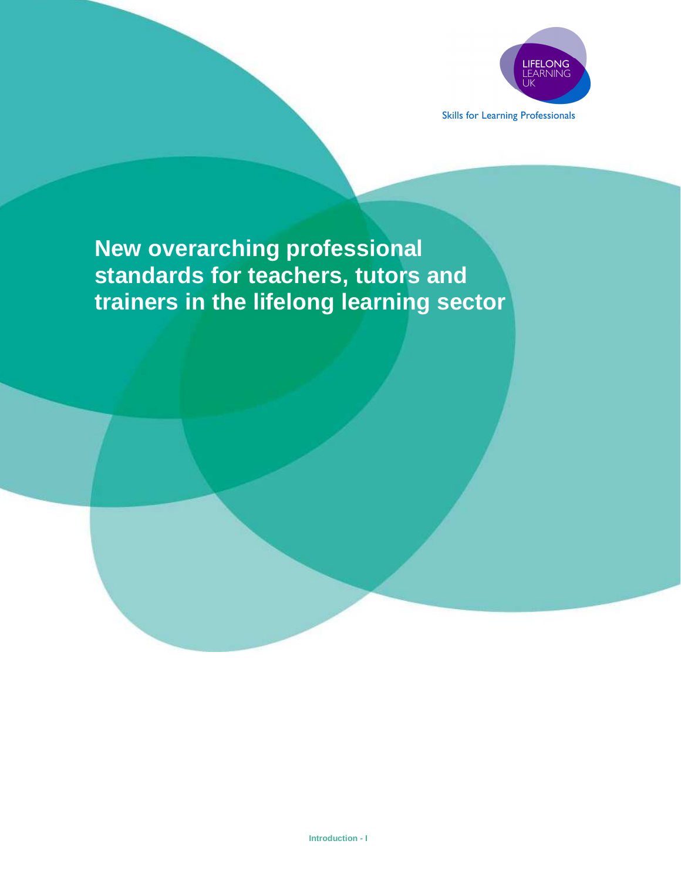LIFELONG LEARNING UK

Skills for Learning Professionals

# New overarching professional standards for teachers, tutors and trainers in the lifelong learning sector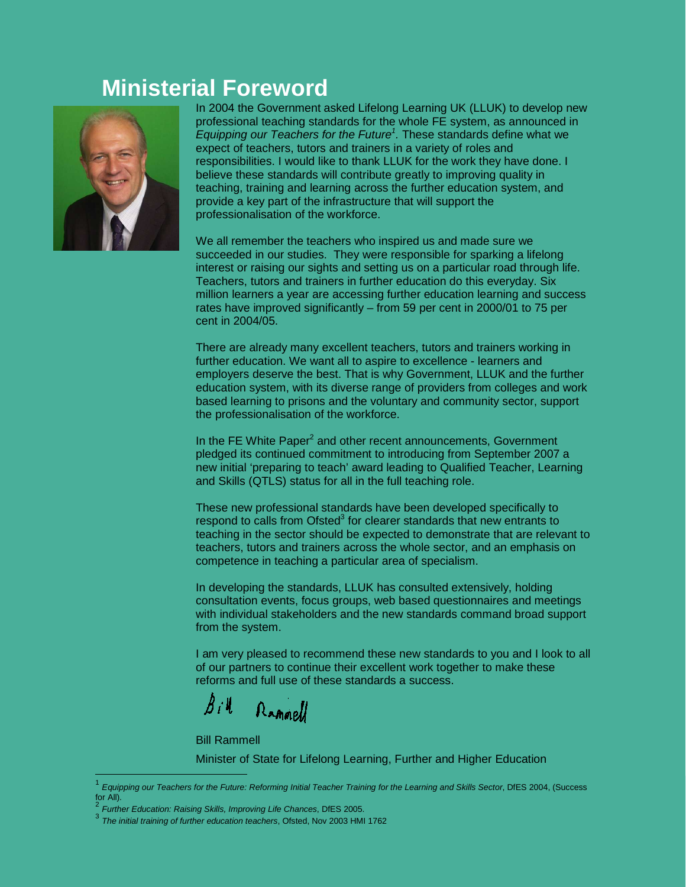# Ministerial Foreword

In 2004 the Government asked Lifelong Learning UK (LLUK) to develop new professional teaching standards for the whole FE system, as announced in *Equipping our Teachers for the Future*[1]. These standards define what we expect of teachers, tutors and trainers in a variety of roles and responsibilities. I would like to thank LLUK for the work they have done. I believe these standards will contribute greatly to improving quality in teaching, training and learning across the further education system, and provide a key part of the infrastructure that will support the professionalisation of the workforce.

We all remember the teachers who inspired us and made sure we succeeded in our studies. They were responsible for sparking a lifelong interest or raising our sights and setting us on a particular road through life. Teachers, tutors and trainers in further education do this everyday. Six million learners a year are accessing further education learning and success rates have improved significantly – from 59 per cent in 2000/01 to 75 per cent in 2004/05.

There are already many excellent teachers, tutors and trainers working in further education. We want all to aspire to excellence - learners and employers deserve the best. That is why Government, LLUK and the further education system, with its diverse range of providers from colleges and work based learning to prisons and the voluntary and community sector, support the professionalisation of the workforce.

In the FE White Paper[2] and other recent announcements, Government pledged its continued commitment to introducing from September 2007 a new initial 'preparing to teach' award leading to Qualified Teacher, Learning and Skills (QTLS) status for all in the full teaching role.

These new professional standards have been developed specifically to respond to calls from Ofsted[3] for clearer standards that new entrants to teaching in the sector should be expected to demonstrate that are relevant to teachers, tutors and trainers across the whole sector, and an emphasis on competence in teaching a particular area of specialism.

In developing the standards, LLUK has consulted extensively, holding consultation events, focus groups, web based questionnaires and meetings with individual stakeholders and the new standards command broad support from the system.

I am very pleased to recommend these new standards to you and I look to all of our partners to continue their excellent work together to make these reforms and full use of these standards a success.

Bill Rammell

Bill Rammell

Minister of State for Lifelong Learning, Further and Higher Education

---

[1] *Equipping our Teachers for the Future: Reforming Initial Teacher Training for the Learning and Skills Sector*, DfES 2004, (Success for All).

[2] *Further Education: Raising Skills, Improving Life Chances*, DfES 2005.

[3] *The initial training of further education teachers*, Ofsted, Nov 2003 HMI 1762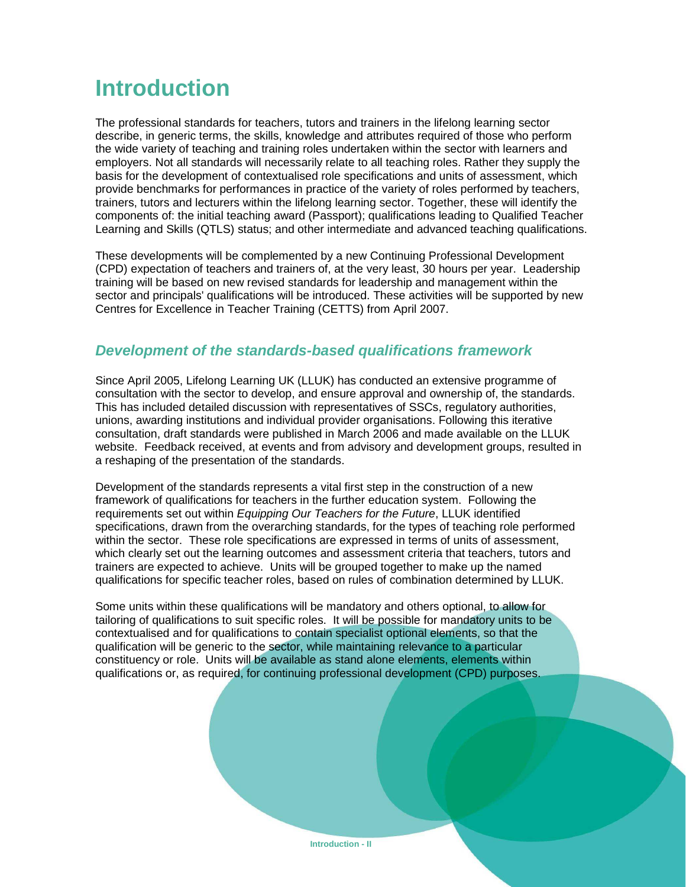# Introduction

The professional standards for teachers, tutors and trainers in the lifelong learning sector describe, in generic terms, the skills, knowledge and attributes required of those who perform the wide variety of teaching and training roles undertaken within the sector with learners and employers. Not all standards will necessarily relate to all teaching roles. Rather they supply the basis for the development of contextualised role specifications and units of assessment, which provide benchmarks for performances in practice of the variety of roles performed by teachers, trainers, tutors and lecturers within the lifelong learning sector. Together, these will identify the components of: the initial teaching award (Passport); qualifications leading to Qualified Teacher Learning and Skills (QTLS) status; and other intermediate and advanced teaching qualifications.

These developments will be complemented by a new Continuing Professional Development (CPD) expectation of teachers and trainers of, at the very least, 30 hours per year. Leadership training will be based on new revised standards for leadership and management within the sector and principals' qualifications will be introduced. These activities will be supported by new Centres for Excellence in Teacher Training (CETTS) from April 2007.

## *Development of the standards-based qualifications framework*

Since April 2005, Lifelong Learning UK (LLUK) has conducted an extensive programme of consultation with the sector to develop, and ensure approval and ownership of, the standards. This has included detailed discussion with representatives of SSCs, regulatory authorities, unions, awarding institutions and individual provider organisations. Following this iterative consultation, draft standards were published in March 2006 and made available on the LLUK website. Feedback received, at events and from advisory and development groups, resulted in a reshaping of the presentation of the standards.

Development of the standards represents a vital first step in the construction of a new framework of qualifications for teachers in the further education system. Following the requirements set out within *Equipping Our Teachers for the Future*, LLUK identified specifications, drawn from the overarching standards, for the types of teaching role performed within the sector. These role specifications are expressed in terms of units of assessment, which clearly set out the learning outcomes and assessment criteria that teachers, tutors and trainers are expected to achieve. Units will be grouped together to make up the named qualifications for specific teacher roles, based on rules of combination determined by LLUK.

Some units within these qualifications will be mandatory and others optional, to allow for tailoring of qualifications to suit specific roles. It will be possible for mandatory units to be contextualised and for qualifications to contain specialist optional elements, so that the qualification will be generic to the sector, while maintaining relevance to a particular constituency or role. Units will be available as stand alone elements, elements within qualifications or, as required, for continuing professional development (CPD) purposes.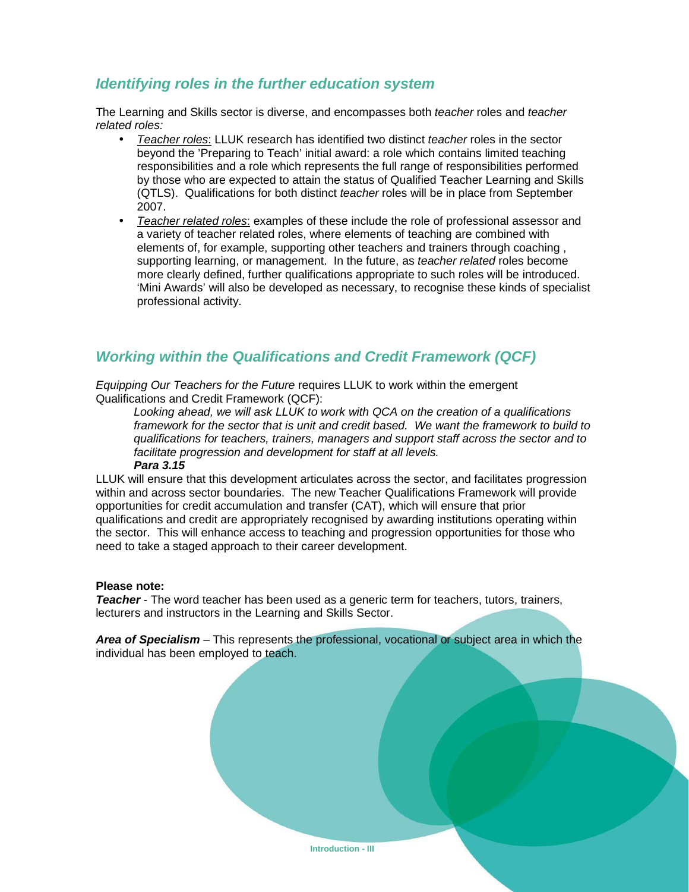## *Identifying roles in the further education system*

The Learning and Skills sector is diverse, and encompasses both *teacher* roles and *teacher related roles:*

- *Teacher roles*: LLUK research has identified two distinct *teacher* roles in the sector beyond the 'Preparing to Teach' initial award: a role which contains limited teaching responsibilities and a role which represents the full range of responsibilities performed by those who are expected to attain the status of Qualified Teacher Learning and Skills (QTLS). Qualifications for both distinct *teacher* roles will be in place from September 2007.
- *Teacher related roles*: examples of these include the role of professional assessor and a variety of teacher related roles, where elements of teaching are combined with elements of, for example, supporting other teachers and trainers through coaching , supporting learning, or management. In the future, as *teacher related* roles become more clearly defined, further qualifications appropriate to such roles will be introduced. 'Mini Awards' will also be developed as necessary, to recognise these kinds of specialist professional activity.

## *Working within the Qualifications and Credit Framework (QCF)*

*Equipping Our Teachers for the Future* requires LLUK to work within the emergent Qualifications and Credit Framework (QCF):

> *Looking ahead, we will ask LLUK to work with QCA on the creation of a qualifications framework for the sector that is unit and credit based. We want the framework to build to qualifications for teachers, trainers, managers and support staff across the sector and to facilitate progression and development for staff at all levels.*
> ***Para 3.15***

LLUK will ensure that this development articulates across the sector, and facilitates progression within and across sector boundaries. The new Teacher Qualifications Framework will provide opportunities for credit accumulation and transfer (CAT), which will ensure that prior qualifications and credit are appropriately recognised by awarding institutions operating within the sector. This will enhance access to teaching and progression opportunities for those who need to take a staged approach to their career development.

**Please note:**

***Teacher*** - The word teacher has been used as a generic term for teachers, tutors, trainers, lecturers and instructors in the Learning and Skills Sector.

***Area of Specialism*** – This represents the professional, vocational or subject area in which the individual has been employed to teach.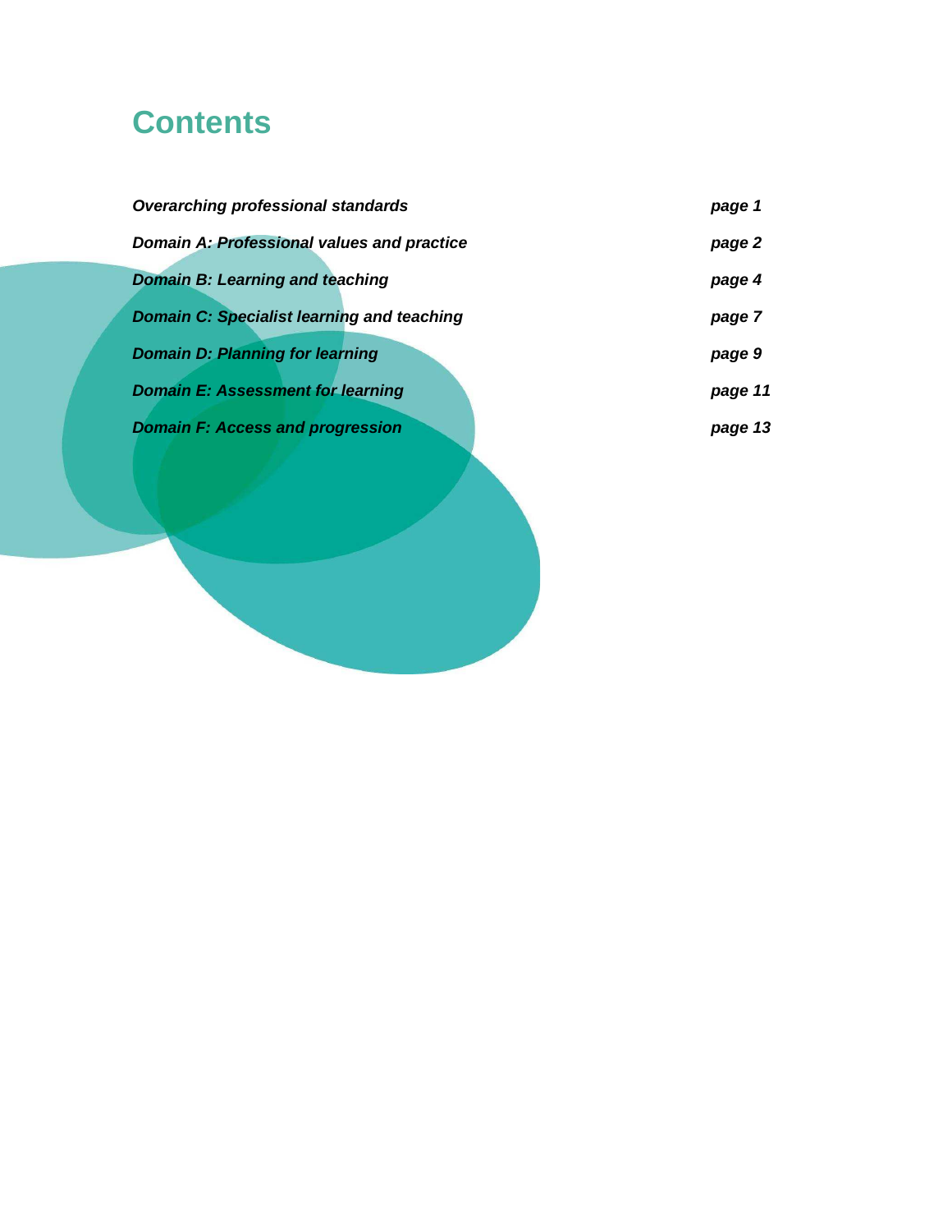# Contents

| | |
|---|---|
| ***Overarching professional standards*** | ***page 1*** |
| ***Domain A: Professional values and practice*** | ***page 2*** |
| ***Domain B: Learning and teaching*** | ***page 4*** |
| ***Domain C: Specialist learning and teaching*** | ***page 7*** |
| ***Domain D: Planning for learning*** | ***page 9*** |
| ***Domain E: Assessment for learning*** | ***page 11*** |
| ***Domain F: Access and progression*** | ***page 13*** |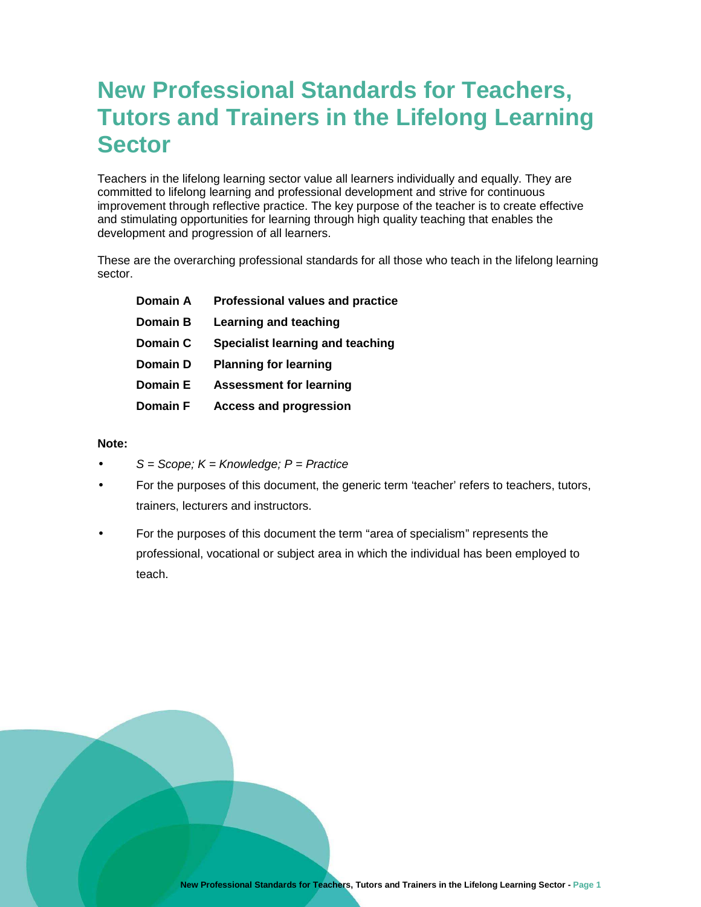# New Professional Standards for Teachers, Tutors and Trainers in the Lifelong Learning Sector

Teachers in the lifelong learning sector value all learners individually and equally. They are committed to lifelong learning and professional development and strive for continuous improvement through reflective practice. The key purpose of the teacher is to create effective and stimulating opportunities for learning through high quality teaching that enables the development and progression of all learners.

These are the overarching professional standards for all those who teach in the lifelong learning sector.

| | |
|---|---|
| **Domain A** | **Professional values and practice** |
| **Domain B** | **Learning and teaching** |
| **Domain C** | **Specialist learning and teaching** |
| **Domain D** | **Planning for learning** |
| **Domain E** | **Assessment for learning** |
| **Domain F** | **Access and progression** |

**Note:**

- *S = Scope; K = Knowledge; P = Practice*
- For the purposes of this document, the generic term 'teacher' refers to teachers, tutors, trainers, lecturers and instructors.
- For the purposes of this document the term "area of specialism" represents the professional, vocational or subject area in which the individual has been employed to teach.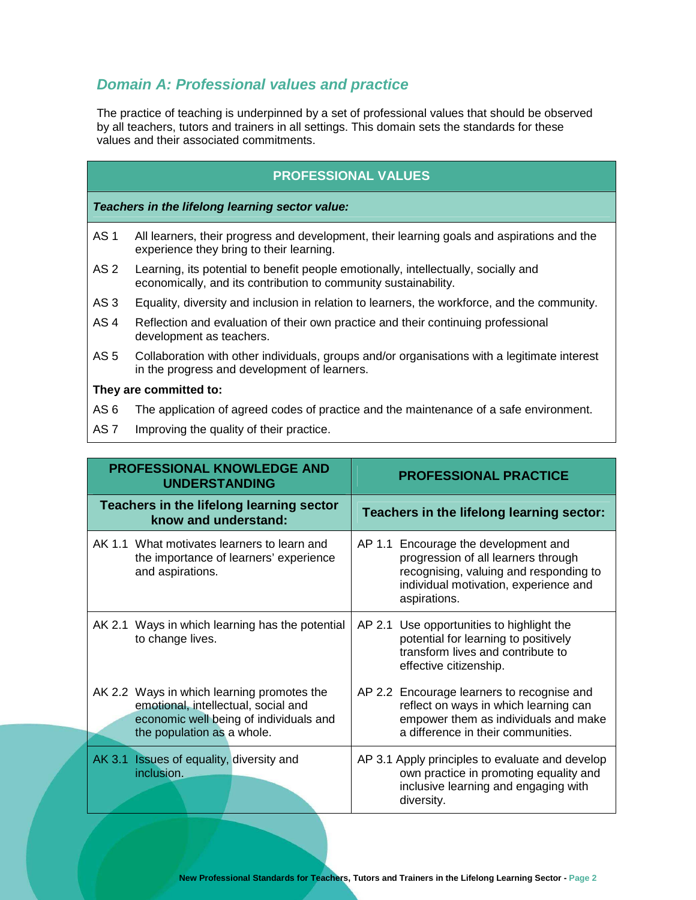## *Domain A: Professional values and practice*

The practice of teaching is underpinned by a set of professional values that should be observed by all teachers, tutors and trainers in all settings. This domain sets the standards for these values and their associated commitments.

| PROFESSIONAL VALUES | |
|---|---|
| ***Teachers in the lifelong learning sector value:*** | |
| AS 1 | All learners, their progress and development, their learning goals and aspirations and the experience they bring to their learning. |
| AS 2 | Learning, its potential to benefit people emotionally, intellectually, socially and economically, and its contribution to community sustainability. |
| AS 3 | Equality, diversity and inclusion in relation to learners, the workforce, and the community. |
| AS 4 | Reflection and evaluation of their own practice and their continuing professional development as teachers. |
| AS 5 | Collaboration with other individuals, groups and/or organisations with a legitimate interest in the progress and development of learners. |
| **They are committed to:** | |
| AS 6 | The application of agreed codes of practice and the maintenance of a safe environment. |
| AS 7 | Improving the quality of their practice. |

| PROFESSIONAL KNOWLEDGE AND UNDERSTANDING | PROFESSIONAL PRACTICE |
|---|---|
| **Teachers in the lifelong learning sector know and understand:** | **Teachers in the lifelong learning sector:** |
| AK 1.1 What motivates learners to learn and the importance of learners' experience and aspirations. | AP 1.1 Encourage the development and progression of all learners through recognising, valuing and responding to individual motivation, experience and aspirations. |
| AK 2.1 Ways in which learning has the potential to change lives. | AP 2.1 Use opportunities to highlight the potential for learning to positively transform lives and contribute to effective citizenship. |
| AK 2.2 Ways in which learning promotes the emotional, intellectual, social and economic well being of individuals and the population as a whole. | AP 2.2 Encourage learners to recognise and reflect on ways in which learning can empower them as individuals and make a difference in their communities. |
| AK 3.1 Issues of equality, diversity and inclusion. | AP 3.1 Apply principles to evaluate and develop own practice in promoting equality and inclusive learning and engaging with diversity. |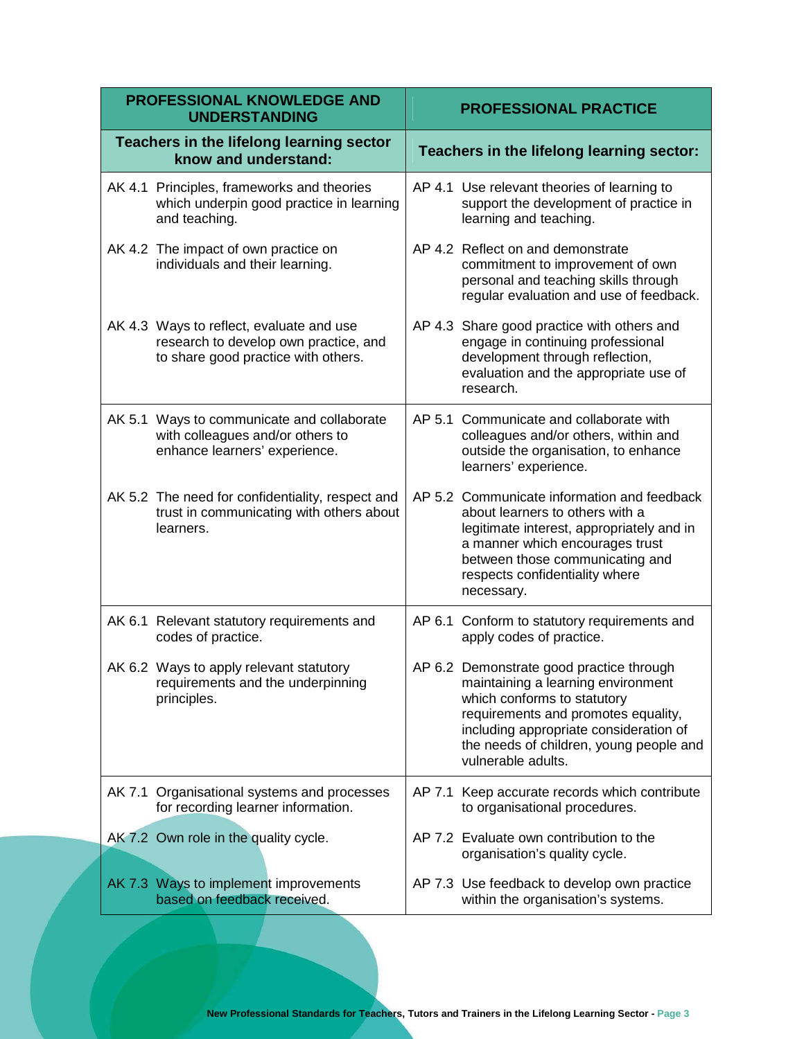| PROFESSIONAL KNOWLEDGE AND UNDERSTANDING | PROFESSIONAL PRACTICE |
|---|---|
| **Teachers in the lifelong learning sector know and understand:** | **Teachers in the lifelong learning sector:** |
| AK 4.1 Principles, frameworks and theories which underpin good practice in learning and teaching. | AP 4.1 Use relevant theories of learning to support the development of practice in learning and teaching. |
| AK 4.2 The impact of own practice on individuals and their learning. | AP 4.2 Reflect on and demonstrate commitment to improvement of own personal and teaching skills through regular evaluation and use of feedback. |
| AK 4.3 Ways to reflect, evaluate and use research to develop own practice, and to share good practice with others. | AP 4.3 Share good practice with others and engage in continuing professional development through reflection, evaluation and the appropriate use of research. |
| AK 5.1 Ways to communicate and collaborate with colleagues and/or others to enhance learners' experience. | AP 5.1 Communicate and collaborate with colleagues and/or others, within and outside the organisation, to enhance learners' experience. |
| AK 5.2 The need for confidentiality, respect and trust in communicating with others about learners. | AP 5.2 Communicate information and feedback about learners to others with a legitimate interest, appropriately and in a manner which encourages trust between those communicating and respects confidentiality where necessary. |
| AK 6.1 Relevant statutory requirements and codes of practice. | AP 6.1 Conform to statutory requirements and apply codes of practice. |
| AK 6.2 Ways to apply relevant statutory requirements and the underpinning principles. | AP 6.2 Demonstrate good practice through maintaining a learning environment which conforms to statutory requirements and promotes equality, including appropriate consideration of the needs of children, young people and vulnerable adults. |
| AK 7.1 Organisational systems and processes for recording learner information. | AP 7.1 Keep accurate records which contribute to organisational procedures. |
| AK 7.2 Own role in the quality cycle. | AP 7.2 Evaluate own contribution to the organisation's quality cycle. |
| AK 7.3 Ways to implement improvements based on feedback received. | AP 7.3 Use feedback to develop own practice within the organisation's systems. |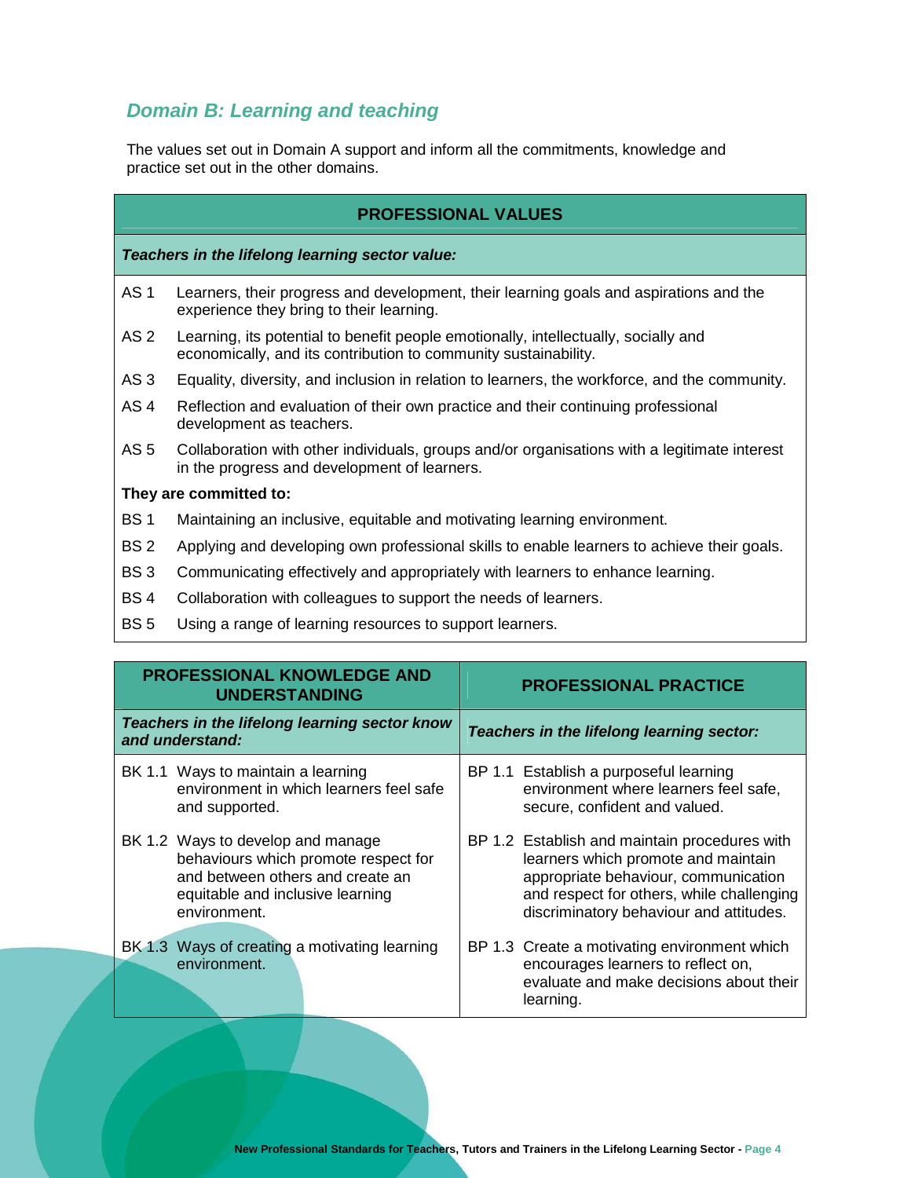## *Domain B: Learning and teaching*

The values set out in Domain A support and inform all the commitments, knowledge and practice set out in the other domains.

| PROFESSIONAL VALUES | |
|---|---|
| ***Teachers in the lifelong learning sector value:*** | |
| AS 1 | Learners, their progress and development, their learning goals and aspirations and the experience they bring to their learning. |
| AS 2 | Learning, its potential to benefit people emotionally, intellectually, socially and economically, and its contribution to community sustainability. |
| AS 3 | Equality, diversity, and inclusion in relation to learners, the workforce, and the community. |
| AS 4 | Reflection and evaluation of their own practice and their continuing professional development as teachers. |
| AS 5 | Collaboration with other individuals, groups and/or organisations with a legitimate interest in the progress and development of learners. |
| **They are committed to:** | |
| BS 1 | Maintaining an inclusive, equitable and motivating learning environment. |
| BS 2 | Applying and developing own professional skills to enable learners to achieve their goals. |
| BS 3 | Communicating effectively and appropriately with learners to enhance learning. |
| BS 4 | Collaboration with colleagues to support the needs of learners. |
| BS 5 | Using a range of learning resources to support learners. |

| PROFESSIONAL KNOWLEDGE AND UNDERSTANDING | PROFESSIONAL PRACTICE |
|---|---|
| ***Teachers in the lifelong learning sector know and understand:*** | ***Teachers in the lifelong learning sector:*** |
| BK 1.1 Ways to maintain a learning environment in which learners feel safe and supported. | BP 1.1 Establish a purposeful learning environment where learners feel safe, secure, confident and valued. |
| BK 1.2 Ways to develop and manage behaviours which promote respect for and between others and create an equitable and inclusive learning environment. | BP 1.2 Establish and maintain procedures with learners which promote and maintain appropriate behaviour, communication and respect for others, while challenging discriminatory behaviour and attitudes. |
| BK 1.3 Ways of creating a motivating learning environment. | BP 1.3 Create a motivating environment which encourages learners to reflect on, evaluate and make decisions about their learning. |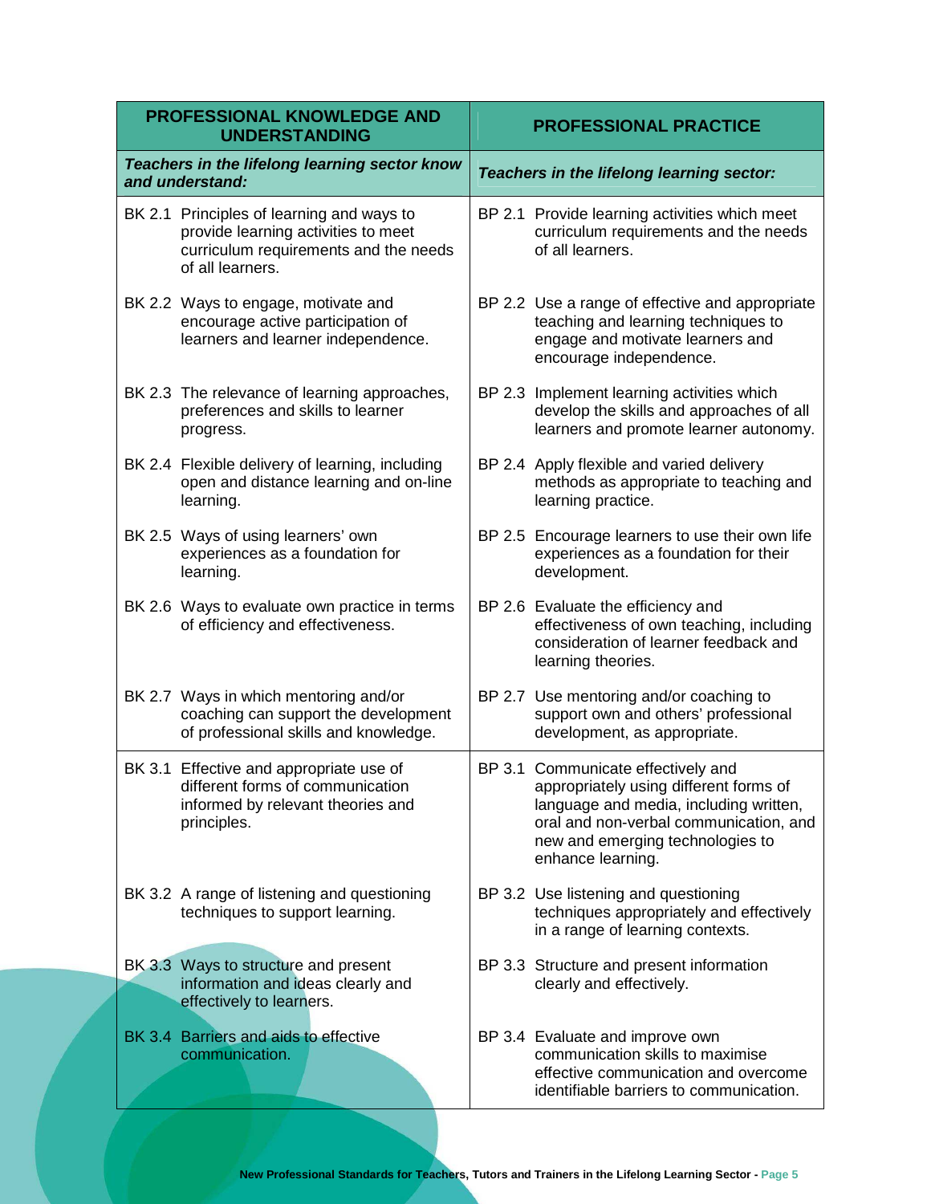| PROFESSIONAL KNOWLEDGE AND UNDERSTANDING | PROFESSIONAL PRACTICE |
|---|---|
| ***Teachers in the lifelong learning sector know and understand:*** | ***Teachers in the lifelong learning sector:*** |
| BK 2.1 Principles of learning and ways to provide learning activities to meet curriculum requirements and the needs of all learners. | BP 2.1 Provide learning activities which meet curriculum requirements and the needs of all learners. |
| BK 2.2 Ways to engage, motivate and encourage active participation of learners and learner independence. | BP 2.2 Use a range of effective and appropriate teaching and learning techniques to engage and motivate learners and encourage independence. |
| BK 2.3 The relevance of learning approaches, preferences and skills to learner progress. | BP 2.3 Implement learning activities which develop the skills and approaches of all learners and promote learner autonomy. |
| BK 2.4 Flexible delivery of learning, including open and distance learning and on-line learning. | BP 2.4 Apply flexible and varied delivery methods as appropriate to teaching and learning practice. |
| BK 2.5 Ways of using learners' own experiences as a foundation for learning. | BP 2.5 Encourage learners to use their own life experiences as a foundation for their development. |
| BK 2.6 Ways to evaluate own practice in terms of efficiency and effectiveness. | BP 2.6 Evaluate the efficiency and effectiveness of own teaching, including consideration of learner feedback and learning theories. |
| BK 2.7 Ways in which mentoring and/or coaching can support the development of professional skills and knowledge. | BP 2.7 Use mentoring and/or coaching to support own and others' professional development, as appropriate. |
| BK 3.1 Effective and appropriate use of different forms of communication informed by relevant theories and principles. | BP 3.1 Communicate effectively and appropriately using different forms of language and media, including written, oral and non-verbal communication, and new and emerging technologies to enhance learning. |
| BK 3.2 A range of listening and questioning techniques to support learning. | BP 3.2 Use listening and questioning techniques appropriately and effectively in a range of learning contexts. |
| BK 3.3 Ways to structure and present information and ideas clearly and effectively to learners. | BP 3.3 Structure and present information clearly and effectively. |
| BK 3.4 Barriers and aids to effective communication. | BP 3.4 Evaluate and improve own communication skills to maximise effective communication and overcome identifiable barriers to communication. |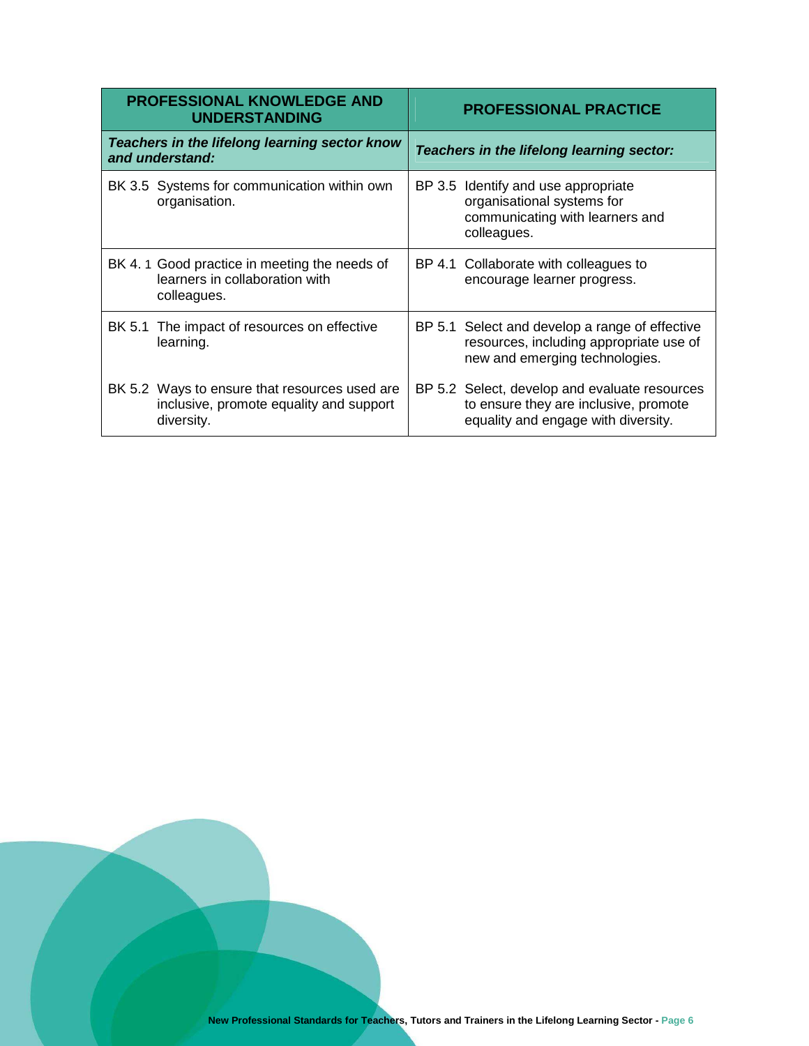| PROFESSIONAL KNOWLEDGE AND UNDERSTANDING | PROFESSIONAL PRACTICE |
|---|---|
| ***Teachers in the lifelong learning sector know and understand:*** | ***Teachers in the lifelong learning sector:*** |
| BK 3.5 Systems for communication within own organisation. | BP 3.5 Identify and use appropriate organisational systems for communicating with learners and colleagues. |
| BK 4. 1 Good practice in meeting the needs of learners in collaboration with colleagues. | BP 4.1 Collaborate with colleagues to encourage learner progress. |
| BK 5.1 The impact of resources on effective learning.<br><br>BK 5.2 Ways to ensure that resources used are inclusive, promote equality and support diversity. | BP 5.1 Select and develop a range of effective resources, including appropriate use of new and emerging technologies.<br><br>BP 5.2 Select, develop and evaluate resources to ensure they are inclusive, promote equality and engage with diversity. |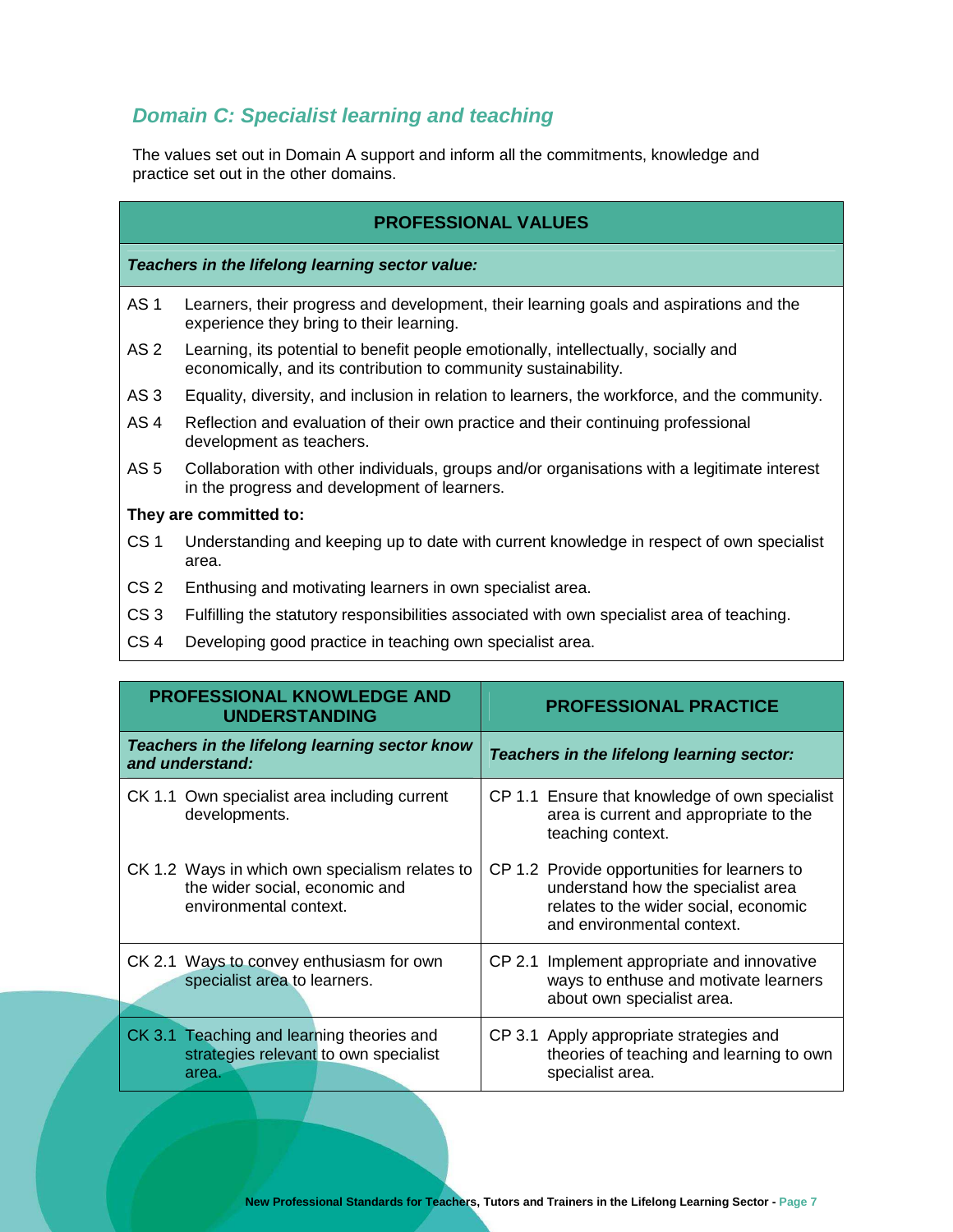## *Domain C: Specialist learning and teaching*

The values set out in Domain A support and inform all the commitments, knowledge and practice set out in the other domains.

| PROFESSIONAL VALUES | |
|---|---|
| ***Teachers in the lifelong learning sector value:*** | |
| AS 1 | Learners, their progress and development, their learning goals and aspirations and the experience they bring to their learning. |
| AS 2 | Learning, its potential to benefit people emotionally, intellectually, socially and economically, and its contribution to community sustainability. |
| AS 3 | Equality, diversity, and inclusion in relation to learners, the workforce, and the community. |
| AS 4 | Reflection and evaluation of their own practice and their continuing professional development as teachers. |
| AS 5 | Collaboration with other individuals, groups and/or organisations with a legitimate interest in the progress and development of learners. |
| **They are committed to:** | |
| CS 1 | Understanding and keeping up to date with current knowledge in respect of own specialist area. |
| CS 2 | Enthusing and motivating learners in own specialist area. |
| CS 3 | Fulfilling the statutory responsibilities associated with own specialist area of teaching. |
| CS 4 | Developing good practice in teaching own specialist area. |

| PROFESSIONAL KNOWLEDGE AND UNDERSTANDING | PROFESSIONAL PRACTICE |
|---|---|
| ***Teachers in the lifelong learning sector know and understand:*** | ***Teachers in the lifelong learning sector:*** |
| CK 1.1 Own specialist area including current developments. | CP 1.1 Ensure that knowledge of own specialist area is current and appropriate to the teaching context. |
| CK 1.2 Ways in which own specialism relates to the wider social, economic and environmental context. | CP 1.2 Provide opportunities for learners to understand how the specialist area relates to the wider social, economic and environmental context. |
| CK 2.1 Ways to convey enthusiasm for own specialist area to learners. | CP 2.1 Implement appropriate and innovative ways to enthuse and motivate learners about own specialist area. |
| CK 3.1 Teaching and learning theories and strategies relevant to own specialist area. | CP 3.1 Apply appropriate strategies and theories of teaching and learning to own specialist area. |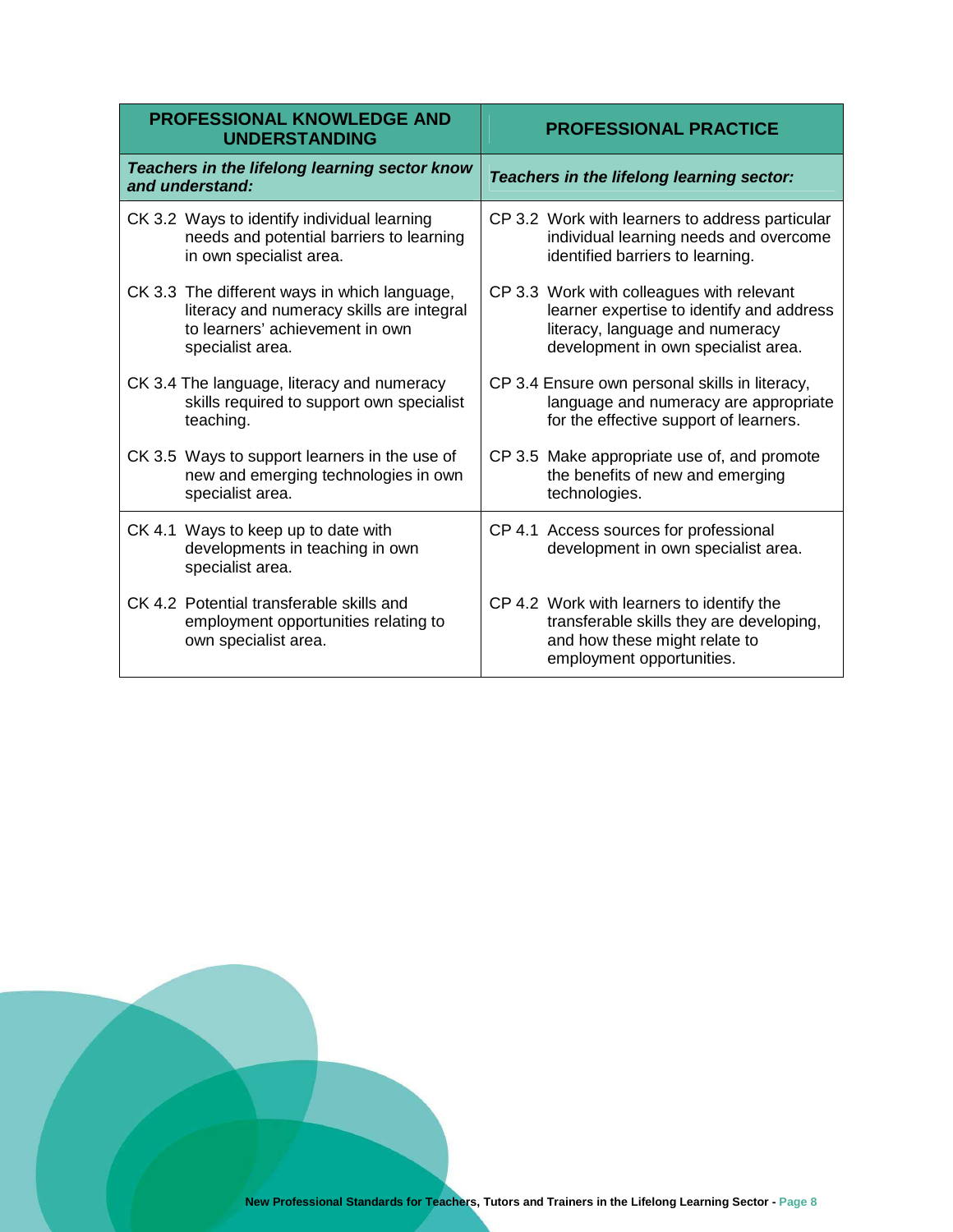| PROFESSIONAL KNOWLEDGE AND UNDERSTANDING | PROFESSIONAL PRACTICE |
|---|---|
| ***Teachers in the lifelong learning sector know and understand:*** | ***Teachers in the lifelong learning sector:*** |
| CK 3.2 Ways to identify individual learning needs and potential barriers to learning in own specialist area. | CP 3.2 Work with learners to address particular individual learning needs and overcome identified barriers to learning. |
| CK 3.3 The different ways in which language, literacy and numeracy skills are integral to learners' achievement in own specialist area. | CP 3.3 Work with colleagues with relevant learner expertise to identify and address literacy, language and numeracy development in own specialist area. |
| CK 3.4 The language, literacy and numeracy skills required to support own specialist teaching. | CP 3.4 Ensure own personal skills in literacy, language and numeracy are appropriate for the effective support of learners. |
| CK 3.5 Ways to support learners in the use of new and emerging technologies in own specialist area. | CP 3.5 Make appropriate use of, and promote the benefits of new and emerging technologies. |
| CK 4.1 Ways to keep up to date with developments in teaching in own specialist area. | CP 4.1 Access sources for professional development in own specialist area. |
| CK 4.2 Potential transferable skills and employment opportunities relating to own specialist area. | CP 4.2 Work with learners to identify the transferable skills they are developing, and how these might relate to employment opportunities. |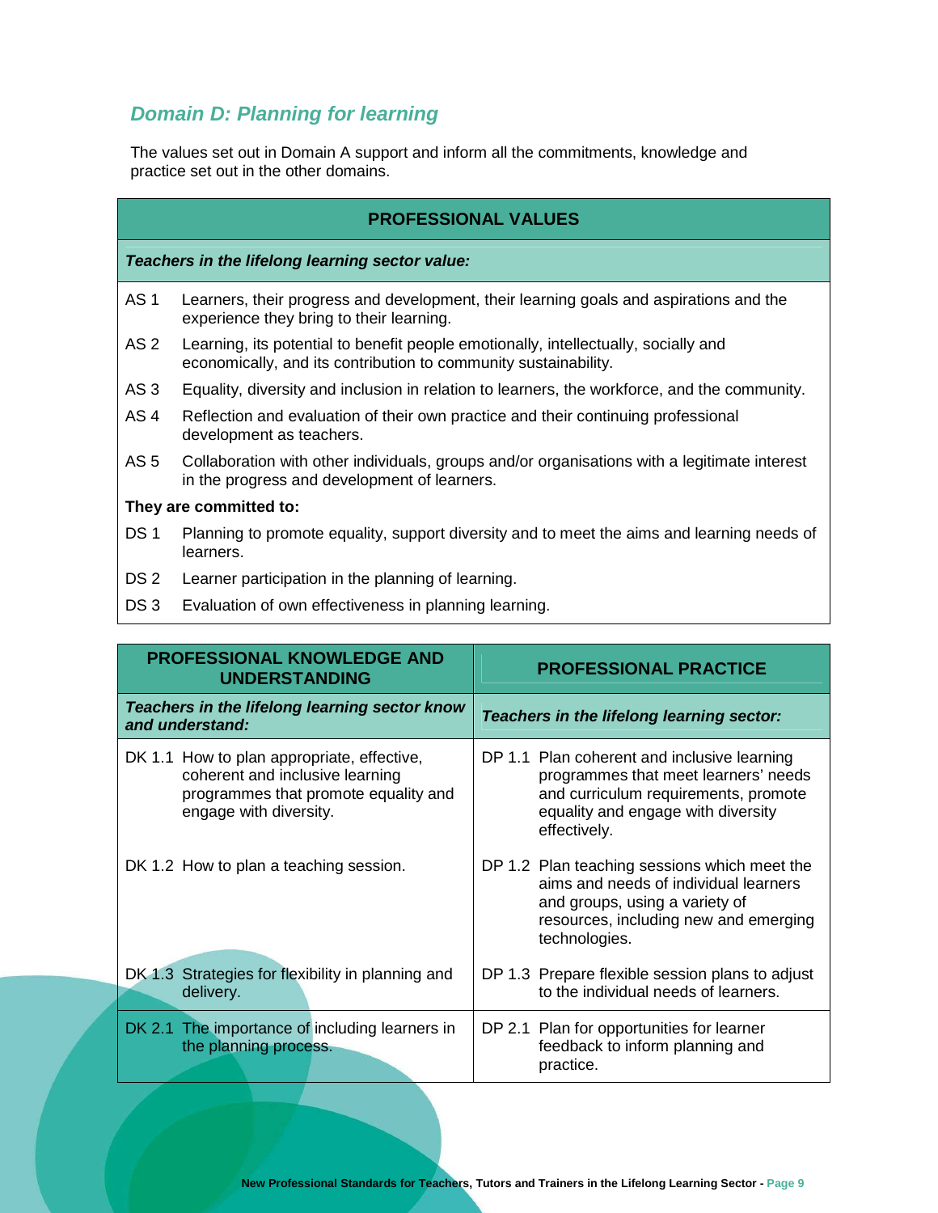## *Domain D: Planning for learning*

The values set out in Domain A support and inform all the commitments, knowledge and practice set out in the other domains.

| PROFESSIONAL VALUES | |
|---|---|
| ***Teachers in the lifelong learning sector value:*** | |
| AS 1 | Learners, their progress and development, their learning goals and aspirations and the experience they bring to their learning. |
| AS 2 | Learning, its potential to benefit people emotionally, intellectually, socially and economically, and its contribution to community sustainability. |
| AS 3 | Equality, diversity and inclusion in relation to learners, the workforce, and the community. |
| AS 4 | Reflection and evaluation of their own practice and their continuing professional development as teachers. |
| AS 5 | Collaboration with other individuals, groups and/or organisations with a legitimate interest in the progress and development of learners. |
| **They are committed to:** | |
| DS 1 | Planning to promote equality, support diversity and to meet the aims and learning needs of learners. |
| DS 2 | Learner participation in the planning of learning. |
| DS 3 | Evaluation of own effectiveness in planning learning. |

| PROFESSIONAL KNOWLEDGE AND UNDERSTANDING | PROFESSIONAL PRACTICE |
|---|---|
| ***Teachers in the lifelong learning sector know and understand:*** | ***Teachers in the lifelong learning sector:*** |
| DK 1.1 How to plan appropriate, effective, coherent and inclusive learning programmes that promote equality and engage with diversity. | DP 1.1 Plan coherent and inclusive learning programmes that meet learners' needs and curriculum requirements, promote equality and engage with diversity effectively. |
| DK 1.2 How to plan a teaching session. | DP 1.2 Plan teaching sessions which meet the aims and needs of individual learners and groups, using a variety of resources, including new and emerging technologies. |
| DK 1.3 Strategies for flexibility in planning and delivery. | DP 1.3 Prepare flexible session plans to adjust to the individual needs of learners. |
| DK 2.1 The importance of including learners in the planning process. | DP 2.1 Plan for opportunities for learner feedback to inform planning and practice. |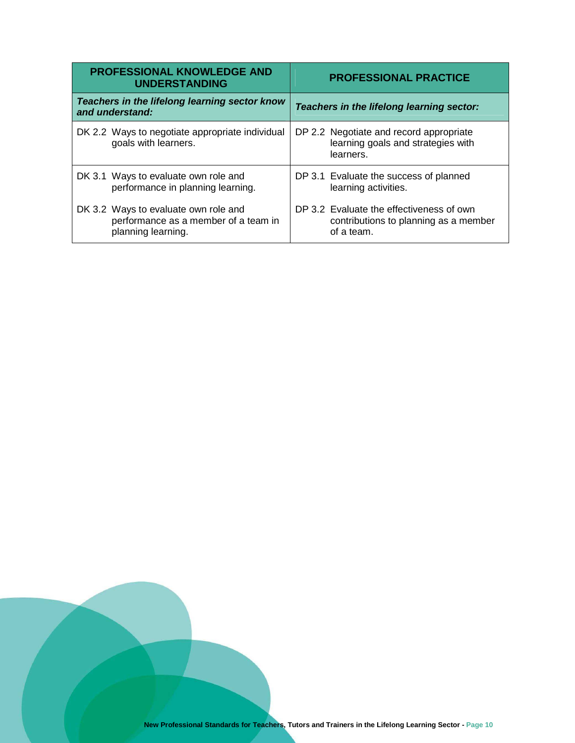| PROFESSIONAL KNOWLEDGE AND UNDERSTANDING | PROFESSIONAL PRACTICE |
|---|---|
| ***Teachers in the lifelong learning sector know and understand:*** | ***Teachers in the lifelong learning sector:*** |
| DK 2.2 Ways to negotiate appropriate individual goals with learners. | DP 2.2 Negotiate and record appropriate learning goals and strategies with learners. |
| DK 3.1 Ways to evaluate own role and performance in planning learning. | DP 3.1 Evaluate the success of planned learning activities. |
| DK 3.2 Ways to evaluate own role and performance as a member of a team in planning learning. | DP 3.2 Evaluate the effectiveness of own contributions to planning as a member of a team. |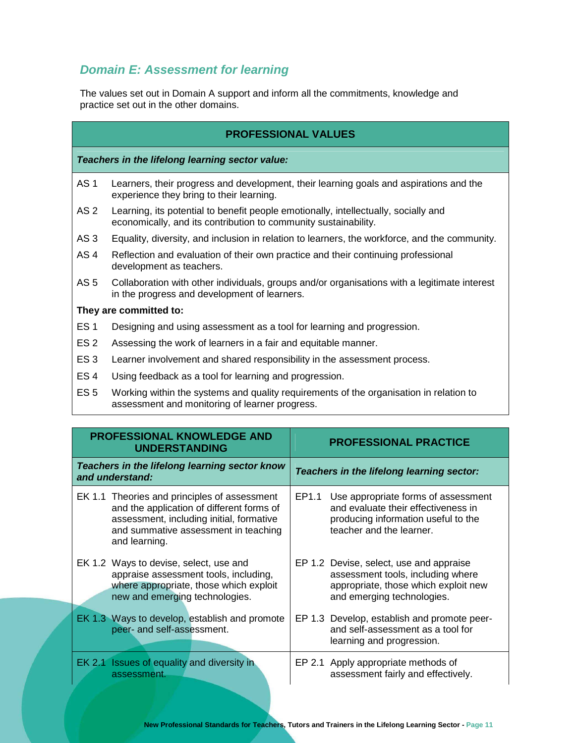## *Domain E: Assessment for learning*

The values set out in Domain A support and inform all the commitments, knowledge and practice set out in the other domains.

| PROFESSIONAL VALUES | |
|---|---|
| ***Teachers in the lifelong learning sector value:*** | |
| AS 1 | Learners, their progress and development, their learning goals and aspirations and the experience they bring to their learning. |
| AS 2 | Learning, its potential to benefit people emotionally, intellectually, socially and economically, and its contribution to community sustainability. |
| AS 3 | Equality, diversity, and inclusion in relation to learners, the workforce, and the community. |
| AS 4 | Reflection and evaluation of their own practice and their continuing professional development as teachers. |
| AS 5 | Collaboration with other individuals, groups and/or organisations with a legitimate interest in the progress and development of learners. |
| **They are committed to:** | |
| ES 1 | Designing and using assessment as a tool for learning and progression. |
| ES 2 | Assessing the work of learners in a fair and equitable manner. |
| ES 3 | Learner involvement and shared responsibility in the assessment process. |
| ES 4 | Using feedback as a tool for learning and progression. |
| ES 5 | Working within the systems and quality requirements of the organisation in relation to assessment and monitoring of learner progress. |

| PROFESSIONAL KNOWLEDGE AND UNDERSTANDING | PROFESSIONAL PRACTICE |
|---|---|
| ***Teachers in the lifelong learning sector know and understand:*** | ***Teachers in the lifelong learning sector:*** |
| EK 1.1 Theories and principles of assessment and the application of different forms of assessment, including initial, formative and summative assessment in teaching and learning. | EP1.1 Use appropriate forms of assessment and evaluate their effectiveness in producing information useful to the teacher and the learner. |
| EK 1.2 Ways to devise, select, use and appraise assessment tools, including, where appropriate, those which exploit new and emerging technologies. | EP 1.2 Devise, select, use and appraise assessment tools, including where appropriate, those which exploit new and emerging technologies. |
| EK 1.3 Ways to develop, establish and promote peer- and self-assessment. | EP 1.3 Develop, establish and promote peer- and self-assessment as a tool for learning and progression. |
| EK 2.1 Issues of equality and diversity in assessment. | EP 2.1 Apply appropriate methods of assessment fairly and effectively. |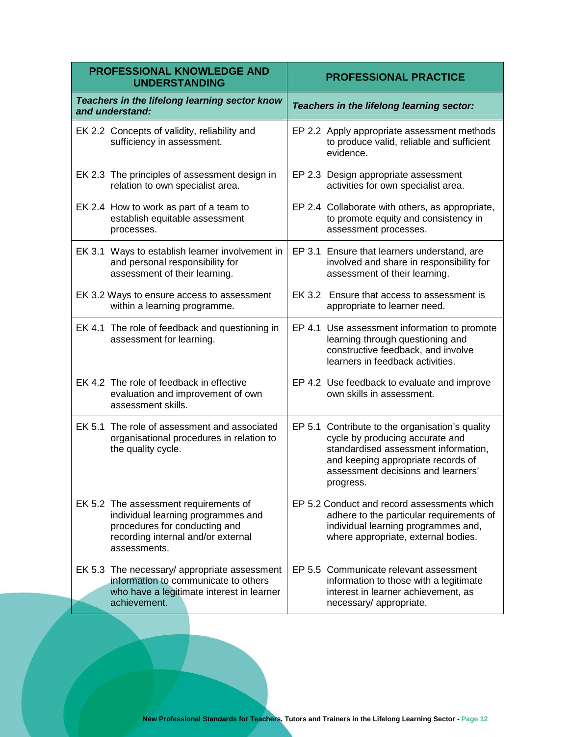| **PROFESSIONAL KNOWLEDGE AND UNDERSTANDING** | **PROFESSIONAL PRACTICE** |
|---|---|
| ***Teachers in the lifelong learning sector know and understand:*** | ***Teachers in the lifelong learning sector:*** |
| EK 2.2 Concepts of validity, reliability and sufficiency in assessment. | EP 2.2 Apply appropriate assessment methods to produce valid, reliable and sufficient evidence. |
| EK 2.3 The principles of assessment design in relation to own specialist area. | EP 2.3 Design appropriate assessment activities for own specialist area. |
| EK 2.4 How to work as part of a team to establish equitable assessment processes. | EP 2.4 Collaborate with others, as appropriate, to promote equity and consistency in assessment processes. |
| EK 3.1 Ways to establish learner involvement in and personal responsibility for assessment of their learning. | EP 3.1 Ensure that learners understand, are involved and share in responsibility for assessment of their learning. |
| EK 3.2 Ways to ensure access to assessment within a learning programme. | EK 3.2 Ensure that access to assessment is appropriate to learner need. |
| EK 4.1 The role of feedback and questioning in assessment for learning. | EP 4.1 Use assessment information to promote learning through questioning and constructive feedback, and involve learners in feedback activities. |
| EK 4.2 The role of feedback in effective evaluation and improvement of own assessment skills. | EP 4.2 Use feedback to evaluate and improve own skills in assessment. |
| EK 5.1 The role of assessment and associated organisational procedures in relation to the quality cycle. | EP 5.1 Contribute to the organisation's quality cycle by producing accurate and standardised assessment information, and keeping appropriate records of assessment decisions and learners' progress. |
| EK 5.2 The assessment requirements of individual learning programmes and procedures for conducting and recording internal and/or external assessments. | EP 5.2 Conduct and record assessments which adhere to the particular requirements of individual learning programmes and, where appropriate, external bodies. |
| EK 5.3 The necessary/ appropriate assessment information to communicate to others who have a legitimate interest in learner achievement. | EP 5.5 Communicate relevant assessment information to those with a legitimate interest in learner achievement, as necessary/ appropriate. |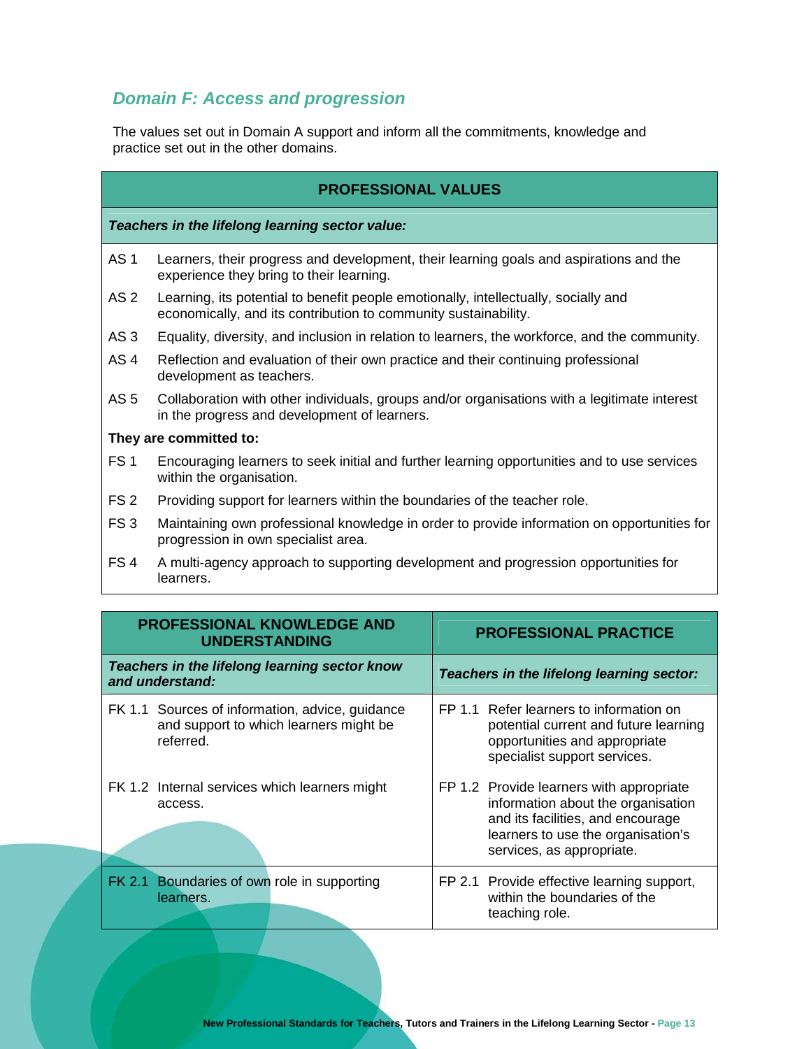## *Domain F: Access and progression*

The values set out in Domain A support and inform all the commitments, knowledge and practice set out in the other domains.

| PROFESSIONAL VALUES | |
|---|---|
| ***Teachers in the lifelong learning sector value:*** | |
| AS 1 | Learners, their progress and development, their learning goals and aspirations and the experience they bring to their learning. |
| AS 2 | Learning, its potential to benefit people emotionally, intellectually, socially and economically, and its contribution to community sustainability. |
| AS 3 | Equality, diversity, and inclusion in relation to learners, the workforce, and the community. |
| AS 4 | Reflection and evaluation of their own practice and their continuing professional development as teachers. |
| AS 5 | Collaboration with other individuals, groups and/or organisations with a legitimate interest in the progress and development of learners. |
| **They are committed to:** | |
| FS 1 | Encouraging learners to seek initial and further learning opportunities and to use services within the organisation. |
| FS 2 | Providing support for learners within the boundaries of the teacher role. |
| FS 3 | Maintaining own professional knowledge in order to provide information on opportunities for progression in own specialist area. |
| FS 4 | A multi-agency approach to supporting development and progression opportunities for learners. |

| PROFESSIONAL KNOWLEDGE AND UNDERSTANDING | PROFESSIONAL PRACTICE |
|---|---|
| ***Teachers in the lifelong learning sector know and understand:*** | ***Teachers in the lifelong learning sector:*** |
| FK 1.1 Sources of information, advice, guidance and support to which learners might be referred. | FP 1.1 Refer learners to information on potential current and future learning opportunities and appropriate specialist support services. |
| FK 1.2 Internal services which learners might access. | FP 1.2 Provide learners with appropriate information about the organisation and its facilities, and encourage learners to use the organisation's services, as appropriate. |
| FK 2.1 Boundaries of own role in supporting learners. | FP 2.1 Provide effective learning support, within the boundaries of the teaching role. |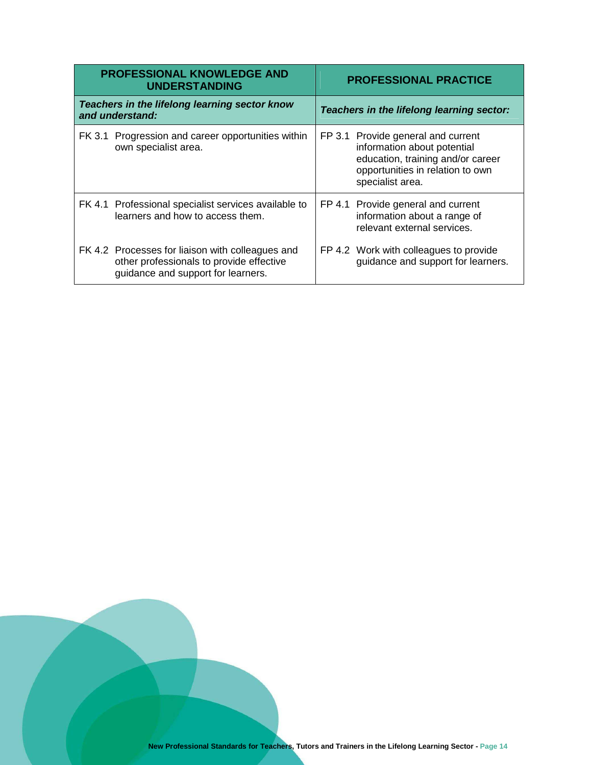| PROFESSIONAL KNOWLEDGE AND UNDERSTANDING | PROFESSIONAL PRACTICE |
|---|---|
| ***Teachers in the lifelong learning sector know and understand:*** | ***Teachers in the lifelong learning sector:*** |
| FK 3.1 Progression and career opportunities within own specialist area. | FP 3.1 Provide general and current information about potential education, training and/or career opportunities in relation to own specialist area. |
| FK 4.1 Professional specialist services available to learners and how to access them. | FP 4.1 Provide general and current information about a range of relevant external services. |
| FK 4.2 Processes for liaison with colleagues and other professionals to provide effective guidance and support for learners. | FP 4.2 Work with colleagues to provide guidance and support for learners. |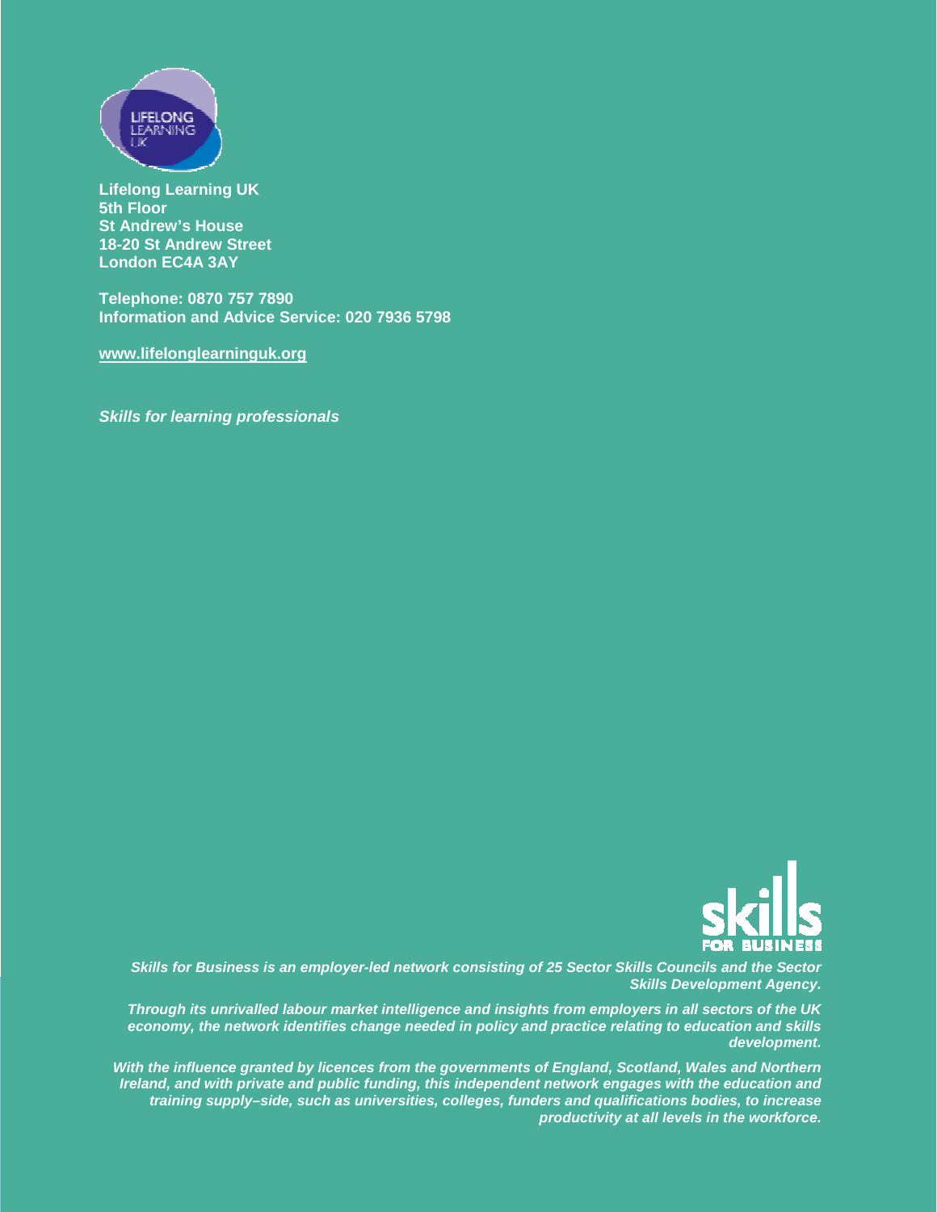**Lifelong Learning UK**
**5th Floor**
**St Andrew's House**
**18-20 St Andrew Street**
**London EC4A 3AY**

**Telephone: 0870 757 7890**
**Information and Advice Service: 020 7936 5798**

**www.lifelonglearninguk.org**

***Skills for learning professionals***

***Skills for Business is an employer-led network consisting of 25 Sector Skills Councils and the Sector Skills Development Agency.***

***Through its unrivalled labour market intelligence and insights from employers in all sectors of the UK economy, the network identifies change needed in policy and practice relating to education and skills development.***

***With the influence granted by licences from the governments of England, Scotland, Wales and Northern Ireland, and with private and public funding, this independent network engages with the education and training supply–side, such as universities, colleges, funders and qualifications bodies, to increase productivity at all levels in the workforce.***